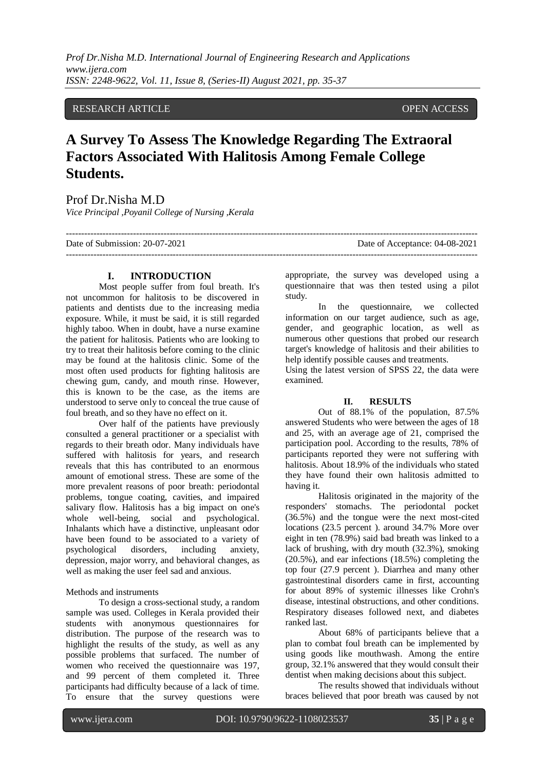RESEARCH ARTICLE OPEN ACCESS

# A Survey To Assess The Knowledge Regarding The Extraoral Factors Associated With Halitosis Among Female College Students.

Prof Dr.Nisha M.D

*Vice Principal ,Poyanil College of Nursing ,Kerala*

Date of Submission: 20-07-2021 Date of Acceptance: 04-08-2021

## I. INTRODUCTION

Most people suffer from foul breath. It's not uncommon for halitosis to be discovered in patients and dentists due to the increasing media exposure. While, it must be said, it is still regarded highly taboo. When in doubt, have a nurse examine the patient for halitosis. Patients who are looking to try to treat their halitosis before coming to the clinic may be found at the halitosis clinic. Some of the most often used products for fighting halitosis are chewing gum, candy, and mouth rinse. However, this is known to be the case, as the items are understood to serve only to conceal the true cause of foul breath, and so they have no effect on it.

Over half of the patients have previously consulted a general practitioner or a specialist with regards to their breath odor. Many individuals have suffered with halitosis for years, and research reveals that this has contributed to an enormous amount of emotional stress. These are some of the more prevalent reasons of poor breath: periodontal problems, tongue coating, cavities, and impaired salivary flow. Halitosis has a big impact on one's whole well-being, social and psychological. Inhalants which have a distinctive, unpleasant odor have been found to be associated to a variety of psychological disorders, including anxiety, depression, major worry, and behavioral changes, as well as making the user feel sad and anxious.

Methods and instruments

To design a cross-sectional study, a random sample was used. Colleges in Kerala provided their students with anonymous questionnaires for distribution. The purpose of the research was to highlight the results of the study, as well as any possible problems that surfaced. The number of women who received the questionnaire was 197, and 99 percent of them completed it. Three participants had difficulty because of a lack of time. To ensure that the survey questions were appropriate, the survey was developed using a questionnaire that was then tested using a pilot study.

In the questionnaire, we collected information on our target audience, such as age, gender, and geographic location, as well as numerous other questions that probed our research target's knowledge of halitosis and their abilities to help identify possible causes and treatments.

Using the latest version of SPSS 22, the data were examined.

## II. RESULTS

Out of 88.1% of the population, 87.5% answered Students who were between the ages of 18 and 25, with an average age of 21, comprised the participation pool. According to the results, 78% of participants reported they were not suffering with halitosis. About 18.9% of the individuals who stated they have found their own halitosis admitted to having it.

Halitosis originated in the majority of the responders' stomachs. The periodontal pocket (36.5%) and the tongue were the next most-cited locations (23.5 percent ). around 34.7% More over eight in ten (78.9%) said bad breath was linked to a lack of brushing, with dry mouth (32.3%), smoking (20.5%), and ear infections (18.5%) completing the top four (27.9 percent ). Diarrhea and many other gastrointestinal disorders came in first, accounting for about 89% of systemic illnesses like Crohn's disease, intestinal obstructions, and other conditions. Respiratory diseases followed next, and diabetes ranked last.

About 68% of participants believe that a plan to combat foul breath can be implemented by using goods like mouthwash. Among the entire group, 32.1% answered that they would consult their dentist when making decisions about this subject.

The results showed that individuals without braces believed that poor breath was caused by not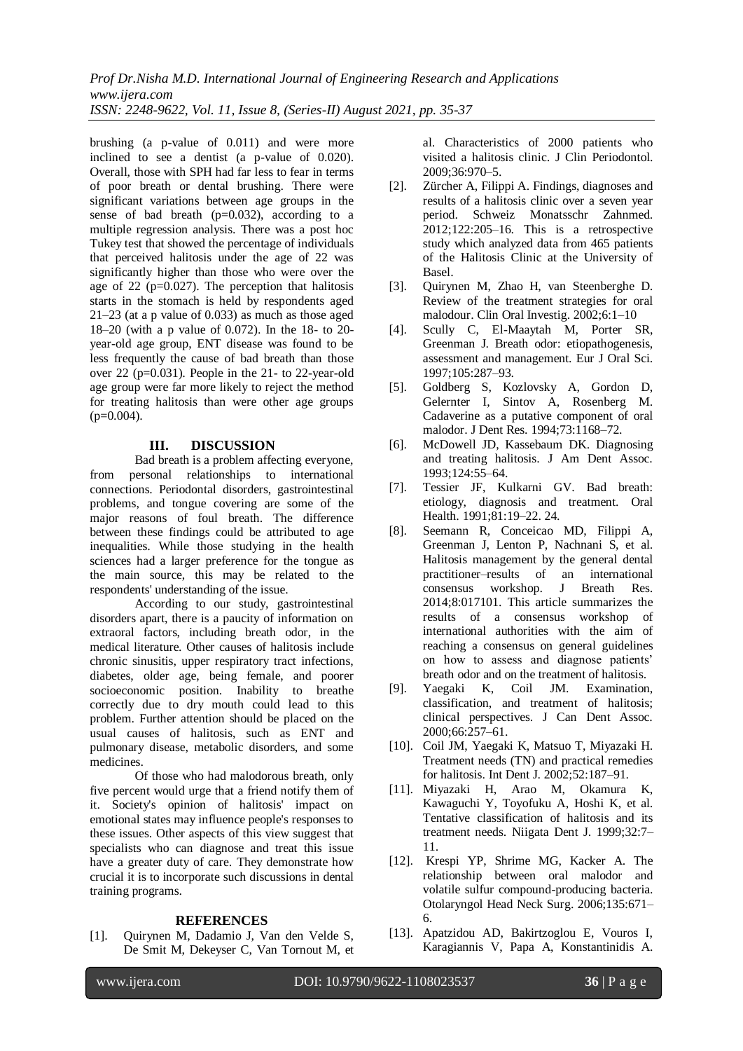brushing (a p-value of 0.011) and were more inclined to see a dentist (a p-value of 0.020). Overall, those with SPH had far less to fear in terms of poor breath or dental brushing. There were significant variations between age groups in the sense of bad breath (p=0.032), according to a multiple regression analysis. There was a post hoc Tukey test that showed the percentage of individuals that perceived halitosis under the age of 22 was significantly higher than those who were over the age of 22 (p=0.027). The perception that halitosis starts in the stomach is held by respondents aged 21–23 (at a p value of 0.033) as much as those aged 18–20 (with a p value of 0.072). In the 18- to 20-year-old age group, ENT disease was found to be less frequently the cause of bad breath than those over 22 (p=0.031). People in the 21- to 22-year-old age group were far more likely to reject the method for treating halitosis than were other age groups (p=0.004).

## III. DISCUSSION

Bad breath is a problem affecting everyone, from personal relationships to international connections. Periodontal disorders, gastrointestinal problems, and tongue covering are some of the major reasons of foul breath. The difference between these findings could be attributed to age inequalities. While those studying in the health sciences had a larger preference for the tongue as the main source, this may be related to the respondents' understanding of the issue.

According to our study, gastrointestinal disorders apart, there is a paucity of information on extraoral factors, including breath odor, in the medical literature. Other causes of halitosis include chronic sinusitis, upper respiratory tract infections, diabetes, older age, being female, and poorer socioeconomic position. Inability to breathe correctly due to dry mouth could lead to this problem. Further attention should be placed on the usual causes of halitosis, such as ENT and pulmonary disease, metabolic disorders, and some medicines.

Of those who had malodorous breath, only five percent would urge that a friend notify them of it. Society's opinion of halitosis' impact on emotional states may influence people's responses to these issues. Other aspects of this view suggest that specialists who can diagnose and treat this issue have a greater duty of care. They demonstrate how crucial it is to incorporate such discussions in dental training programs.

## REFERENCES

[1]. Quirynen M, Dadamio J, Van den Velde S, De Smit M, Dekeyser C, Van Tornout M, et al. Characteristics of 2000 patients who visited a halitosis clinic. J Clin Periodontol. 2009;36:970–5.

[2]. Zürcher A, Filippi A. Findings, diagnoses and results of a halitosis clinic over a seven year period. Schweiz Monatsschr Zahnmed. 2012;122:205–16. This is a retrospective study which analyzed data from 465 patients of the Halitosis Clinic at the University of Basel.

[3]. Quirynen M, Zhao H, van Steenberghe D. Review of the treatment strategies for oral malodour. Clin Oral Investig. 2002;6:1–10

[4]. Scully C, El-Maaytah M, Porter SR, Greenman J. Breath odor: etiopathogenesis, assessment and management. Eur J Oral Sci. 1997;105:287–93.

[5]. Goldberg S, Kozlovsky A, Gordon D, Gelernter I, Sintov A, Rosenberg M. Cadaverine as a putative component of oral malodor. J Dent Res. 1994;73:1168–72.

[6]. McDowell JD, Kassebaum DK. Diagnosing and treating halitosis. J Am Dent Assoc. 1993;124:55–64.

[7]. Tessier JF, Kulkarni GV. Bad breath: etiology, diagnosis and treatment. Oral Health. 1991;81:19–22. 24.

[8]. Seemann R, Conceicao MD, Filippi A, Greenman J, Lenton P, Nachnani S, et al. Halitosis management by the general dental practitioner–results of an international consensus workshop. J Breath Res. 2014;8:017101. This article summarizes the results of a consensus workshop of international authorities with the aim of reaching a consensus on general guidelines on how to assess and diagnose patients' breath odor and on the treatment of halitosis.

[9]. Yaegaki K, Coil JM. Examination, classification, and treatment of halitosis; clinical perspectives. J Can Dent Assoc. 2000;66:257–61.

[10]. Coil JM, Yaegaki K, Matsuo T, Miyazaki H. Treatment needs (TN) and practical remedies for halitosis. Int Dent J. 2002;52:187–91.

[11]. Miyazaki H, Arao M, Okamura K, Kawaguchi Y, Toyofuku A, Hoshi K, et al. Tentative classification of halitosis and its treatment needs. Niigata Dent J. 1999;32:7–11.

[12]. Krespi YP, Shrime MG, Kacker A. The relationship between oral malodor and volatile sulfur compound-producing bacteria. Otolaryngol Head Neck Surg. 2006;135:671–6.

[13]. Apatzidou AD, Bakirtzoglou E, Vouros I, Karagiannis V, Papa A, Konstantinidis A.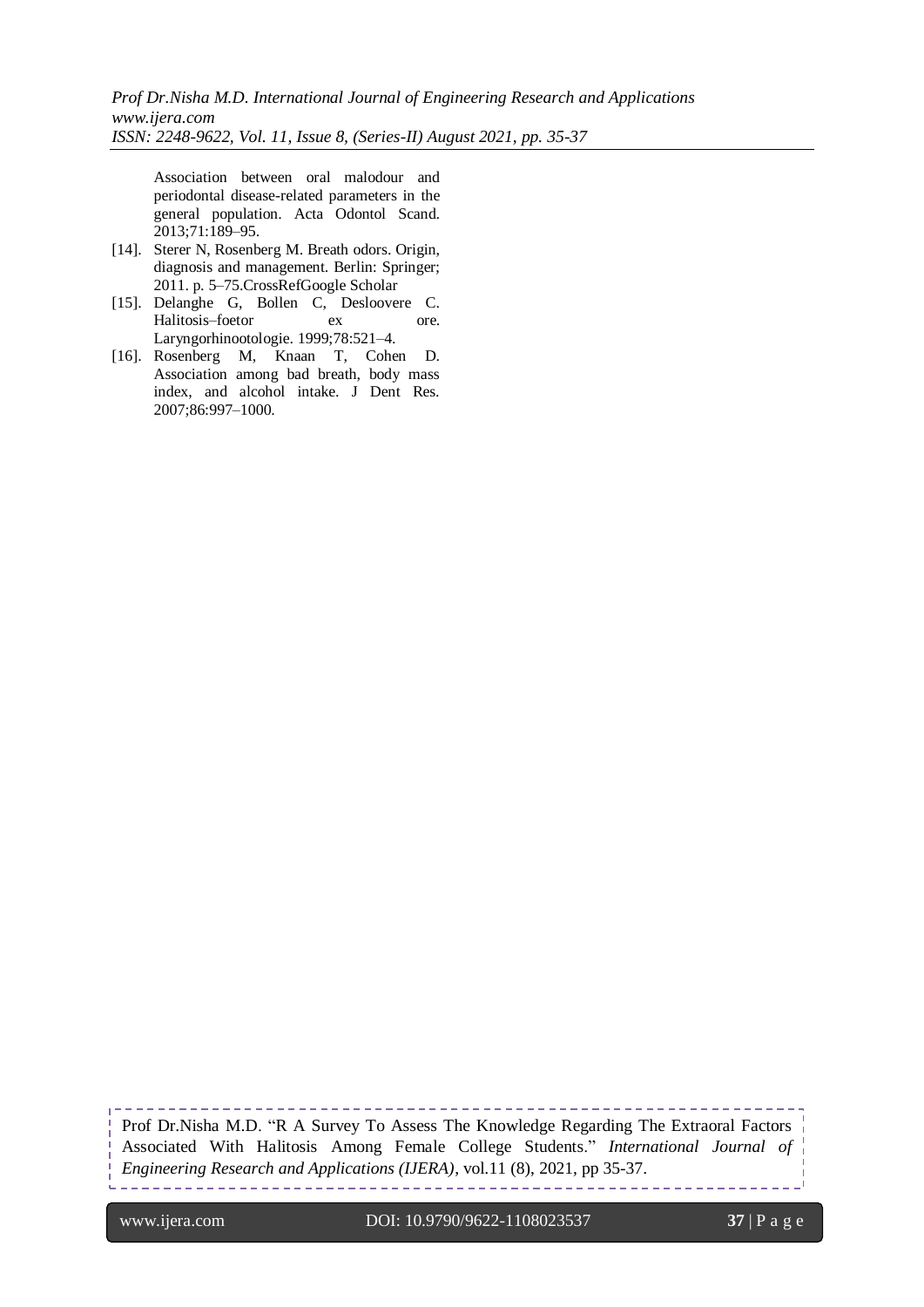Association between oral malodour and periodontal disease-related parameters in the general population. Acta Odontol Scand. 2013;71:189–95.

[14]. Sterer N, Rosenberg M. Breath odors. Origin, diagnosis and management. Berlin: Springer; 2011. p. 5–75.CrossRefGoogle Scholar

[15]. Delanghe G, Bollen C, Desloovere C. Halitosis–foetor ex ore. Laryngorhinootologie. 1999;78:521–4.

[16]. Rosenberg M, Knaan T, Cohen D. Association among bad breath, body mass index, and alcohol intake. J Dent Res. 2007;86:997–1000.

Prof Dr.Nisha M.D. "R A Survey To Assess The Knowledge Regarding The Extraoral Factors Associated With Halitosis Among Female College Students." *International Journal of Engineering Research and Applications (IJERA)*, vol.11 (8), 2021, pp 35-37.